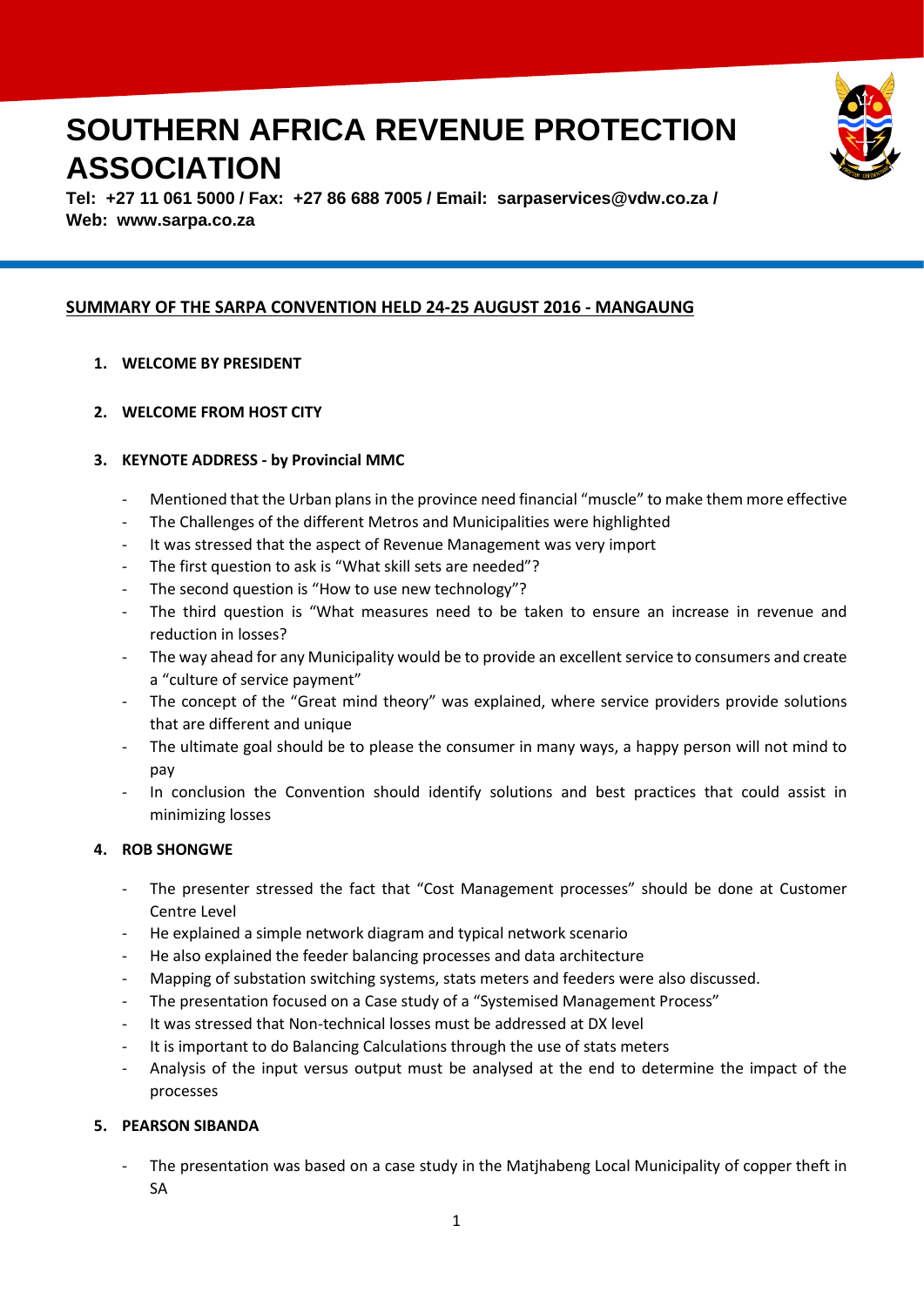# SOUTHERN AFRICA REVENUE PROTECTION ASSOCIATION

**Tel: +27 11 061 5000 / Fax: +27 86 688 7005 / Email: sarpaservices@vdw.co.za / Web: www.sarpa.co.za**

## SUMMARY OF THE SARPA CONVENTION HELD 24-25 AUGUST 2016 - MANGAUNG

### 1. WELCOME BY PRESIDENT

### 2. WELCOME FROM HOST CITY

### 3. KEYNOTE ADDRESS - by Provincial MMC

- Mentioned that the Urban plans in the province need financial "muscle" to make them more effective
- The Challenges of the different Metros and Municipalities were highlighted
- It was stressed that the aspect of Revenue Management was very import
- The first question to ask is "What skill sets are needed"?
- The second question is "How to use new technology"?
- The third question is "What measures need to be taken to ensure an increase in revenue and reduction in losses?
- The way ahead for any Municipality would be to provide an excellent service to consumers and create a "culture of service payment"
- The concept of the "Great mind theory" was explained, where service providers provide solutions that are different and unique
- The ultimate goal should be to please the consumer in many ways, a happy person will not mind to pay
- In conclusion the Convention should identify solutions and best practices that could assist in minimizing losses

### 4. ROB SHONGWE

- The presenter stressed the fact that "Cost Management processes" should be done at Customer Centre Level
- He explained a simple network diagram and typical network scenario
- He also explained the feeder balancing processes and data architecture
- Mapping of substation switching systems, stats meters and feeders were also discussed.
- The presentation focused on a Case study of a "Systemised Management Process"
- It was stressed that Non-technical losses must be addressed at DX level
- It is important to do Balancing Calculations through the use of stats meters
- Analysis of the input versus output must be analysed at the end to determine the impact of the processes

### 5. PEARSON SIBANDA

- The presentation was based on a case study in the Matjhabeng Local Municipality of copper theft in SA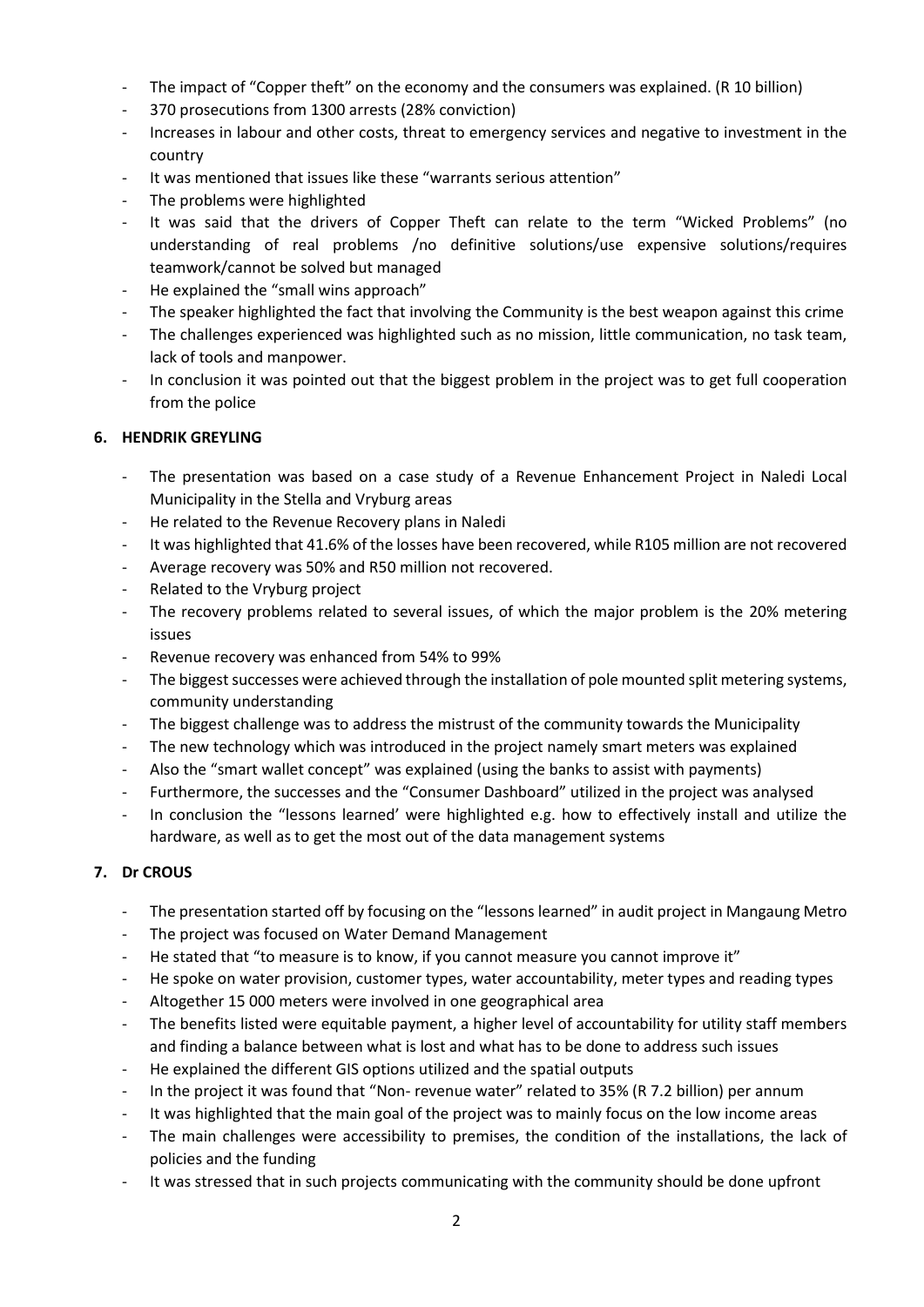- The impact of "Copper theft" on the economy and the consumers was explained. (R 10 billion)
- 370 prosecutions from 1300 arrests (28% conviction)
- Increases in labour and other costs, threat to emergency services and negative to investment in the country
- It was mentioned that issues like these "warrants serious attention"
- The problems were highlighted
- It was said that the drivers of Copper Theft can relate to the term "Wicked Problems" (no understanding of real problems /no definitive solutions/use expensive solutions/requires teamwork/cannot be solved but managed
- He explained the "small wins approach"
- The speaker highlighted the fact that involving the Community is the best weapon against this crime
- The challenges experienced was highlighted such as no mission, little communication, no task team, lack of tools and manpower.
- In conclusion it was pointed out that the biggest problem in the project was to get full cooperation from the police

### 6. HENDRIK GREYLING

- The presentation was based on a case study of a Revenue Enhancement Project in Naledi Local Municipality in the Stella and Vryburg areas
- He related to the Revenue Recovery plans in Naledi
- It was highlighted that 41.6% of the losses have been recovered, while R105 million are not recovered
- Average recovery was 50% and R50 million not recovered.
- Related to the Vryburg project
- The recovery problems related to several issues, of which the major problem is the 20% metering issues
- Revenue recovery was enhanced from 54% to 99%
- The biggest successes were achieved through the installation of pole mounted split metering systems, community understanding
- The biggest challenge was to address the mistrust of the community towards the Municipality
- The new technology which was introduced in the project namely smart meters was explained
- Also the "smart wallet concept" was explained (using the banks to assist with payments)
- Furthermore, the successes and the "Consumer Dashboard" utilized in the project was analysed
- In conclusion the "lessons learned' were highlighted e.g. how to effectively install and utilize the hardware, as well as to get the most out of the data management systems

### 7. Dr CROUS

- The presentation started off by focusing on the "lessons learned" in audit project in Mangaung Metro
- The project was focused on Water Demand Management
- He stated that "to measure is to know, if you cannot measure you cannot improve it"
- He spoke on water provision, customer types, water accountability, meter types and reading types
- Altogether 15 000 meters were involved in one geographical area
- The benefits listed were equitable payment, a higher level of accountability for utility staff members and finding a balance between what is lost and what has to be done to address such issues
- He explained the different GIS options utilized and the spatial outputs
- In the project it was found that "Non- revenue water" related to 35% (R 7.2 billion) per annum
- It was highlighted that the main goal of the project was to mainly focus on the low income areas
- The main challenges were accessibility to premises, the condition of the installations, the lack of policies and the funding
- It was stressed that in such projects communicating with the community should be done upfront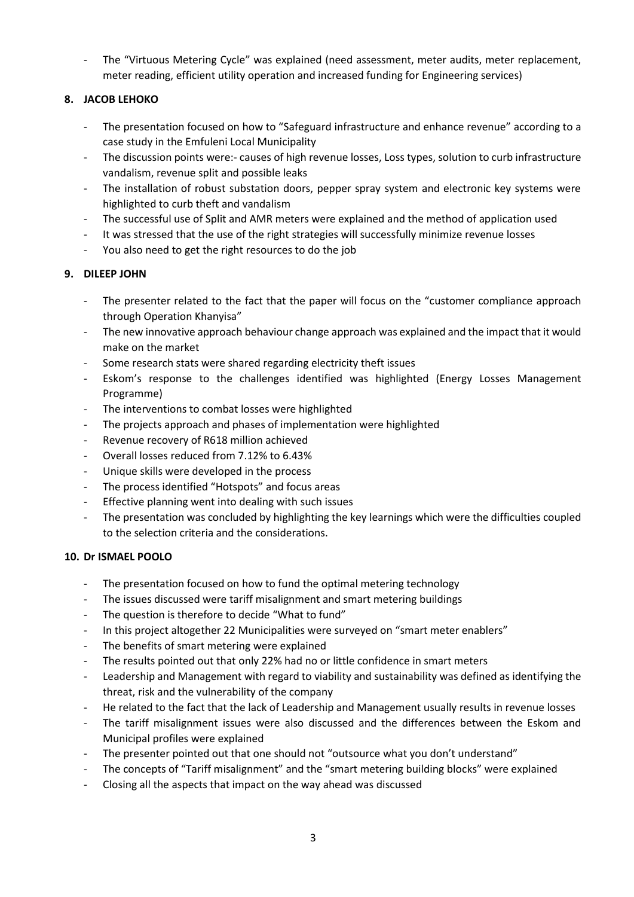- The "Virtuous Metering Cycle" was explained (need assessment, meter audits, meter replacement, meter reading, efficient utility operation and increased funding for Engineering services)

**8. JACOB LEHOKO**

- The presentation focused on how to "Safeguard infrastructure and enhance revenue" according to a case study in the Emfuleni Local Municipality
- The discussion points were:- causes of high revenue losses, Loss types, solution to curb infrastructure vandalism, revenue split and possible leaks
- The installation of robust substation doors, pepper spray system and electronic key systems were highlighted to curb theft and vandalism
- The successful use of Split and AMR meters were explained and the method of application used
- It was stressed that the use of the right strategies will successfully minimize revenue losses
- You also need to get the right resources to do the job

**9. DILEEP JOHN**

- The presenter related to the fact that the paper will focus on the "customer compliance approach through Operation Khanyisa"
- The new innovative approach behaviour change approach was explained and the impact that it would make on the market
- Some research stats were shared regarding electricity theft issues
- Eskom's response to the challenges identified was highlighted (Energy Losses Management Programme)
- The interventions to combat losses were highlighted
- The projects approach and phases of implementation were highlighted
- Revenue recovery of R618 million achieved
- Overall losses reduced from 7.12% to 6.43%
- Unique skills were developed in the process
- The process identified "Hotspots" and focus areas
- Effective planning went into dealing with such issues
- The presentation was concluded by highlighting the key learnings which were the difficulties coupled to the selection criteria and the considerations.

**10. Dr ISMAEL POOLO**

- The presentation focused on how to fund the optimal metering technology
- The issues discussed were tariff misalignment and smart metering buildings
- The question is therefore to decide "What to fund"
- In this project altogether 22 Municipalities were surveyed on "smart meter enablers"
- The benefits of smart metering were explained
- The results pointed out that only 22% had no or little confidence in smart meters
- Leadership and Management with regard to viability and sustainability was defined as identifying the threat, risk and the vulnerability of the company
- He related to the fact that the lack of Leadership and Management usually results in revenue losses
- The tariff misalignment issues were also discussed and the differences between the Eskom and Municipal profiles were explained
- The presenter pointed out that one should not "outsource what you don't understand"
- The concepts of "Tariff misalignment" and the "smart metering building blocks" were explained
- Closing all the aspects that impact on the way ahead was discussed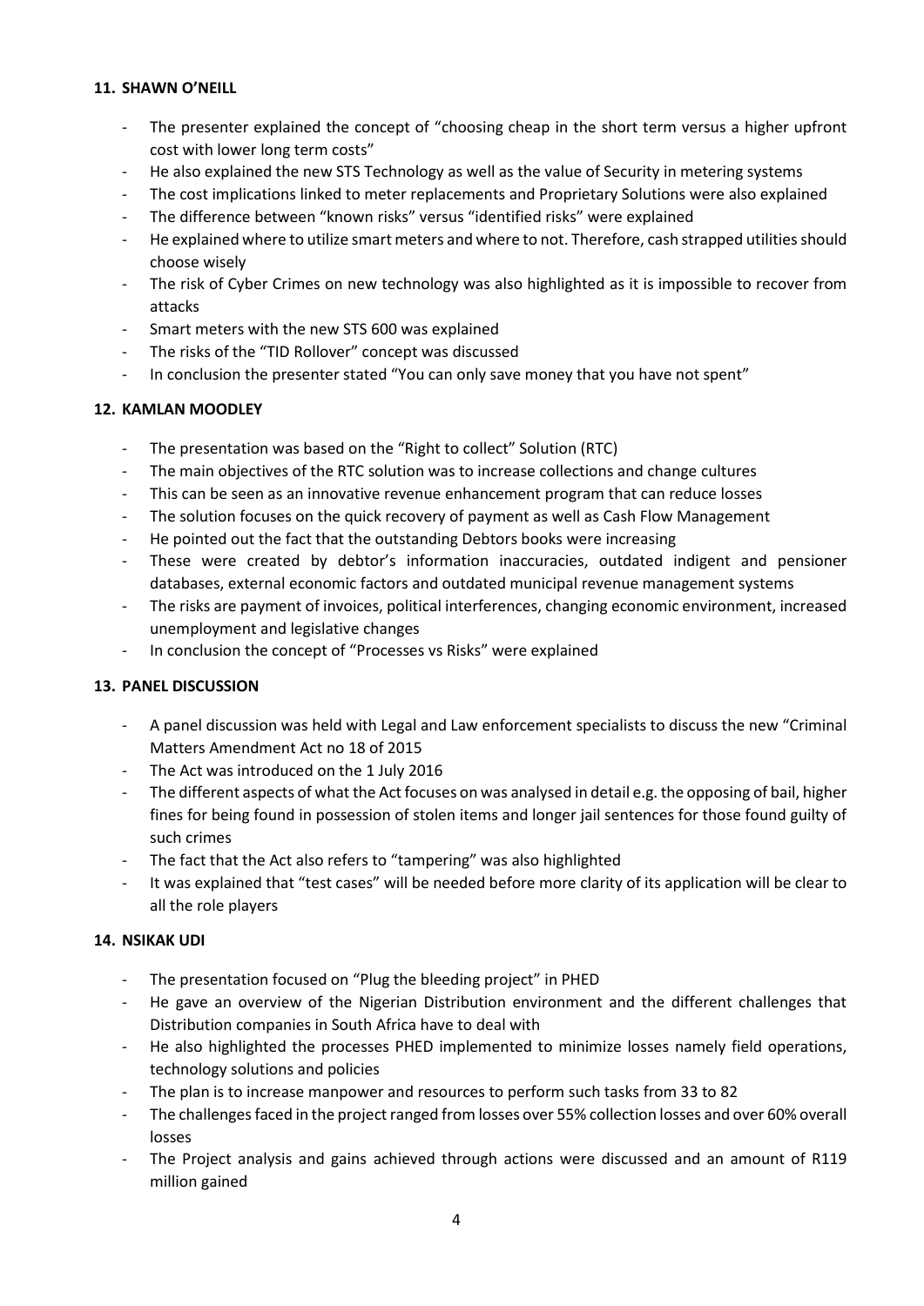**11. SHAWN O'NEILL**

- The presenter explained the concept of "choosing cheap in the short term versus a higher upfront cost with lower long term costs"
- He also explained the new STS Technology as well as the value of Security in metering systems
- The cost implications linked to meter replacements and Proprietary Solutions were also explained
- The difference between "known risks" versus "identified risks" were explained
- He explained where to utilize smart meters and where to not. Therefore, cash strapped utilities should choose wisely
- The risk of Cyber Crimes on new technology was also highlighted as it is impossible to recover from attacks
- Smart meters with the new STS 600 was explained
- The risks of the "TID Rollover" concept was discussed
- In conclusion the presenter stated "You can only save money that you have not spent"

**12. KAMLAN MOODLEY**

- The presentation was based on the "Right to collect" Solution (RTC)
- The main objectives of the RTC solution was to increase collections and change cultures
- This can be seen as an innovative revenue enhancement program that can reduce losses
- The solution focuses on the quick recovery of payment as well as Cash Flow Management
- He pointed out the fact that the outstanding Debtors books were increasing
- These were created by debtor's information inaccuracies, outdated indigent and pensioner databases, external economic factors and outdated municipal revenue management systems
- The risks are payment of invoices, political interferences, changing economic environment, increased unemployment and legislative changes
- In conclusion the concept of "Processes vs Risks" were explained

**13. PANEL DISCUSSION**

- A panel discussion was held with Legal and Law enforcement specialists to discuss the new "Criminal Matters Amendment Act no 18 of 2015
- The Act was introduced on the 1 July 2016
- The different aspects of what the Act focuses on was analysed in detail e.g. the opposing of bail, higher fines for being found in possession of stolen items and longer jail sentences for those found guilty of such crimes
- The fact that the Act also refers to "tampering" was also highlighted
- It was explained that "test cases" will be needed before more clarity of its application will be clear to all the role players

**14. NSIKAK UDI**

- The presentation focused on "Plug the bleeding project" in PHED
- He gave an overview of the Nigerian Distribution environment and the different challenges that Distribution companies in South Africa have to deal with
- He also highlighted the processes PHED implemented to minimize losses namely field operations, technology solutions and policies
- The plan is to increase manpower and resources to perform such tasks from 33 to 82
- The challenges faced in the project ranged from losses over 55% collection losses and over 60% overall losses
- The Project analysis and gains achieved through actions were discussed and an amount of R119 million gained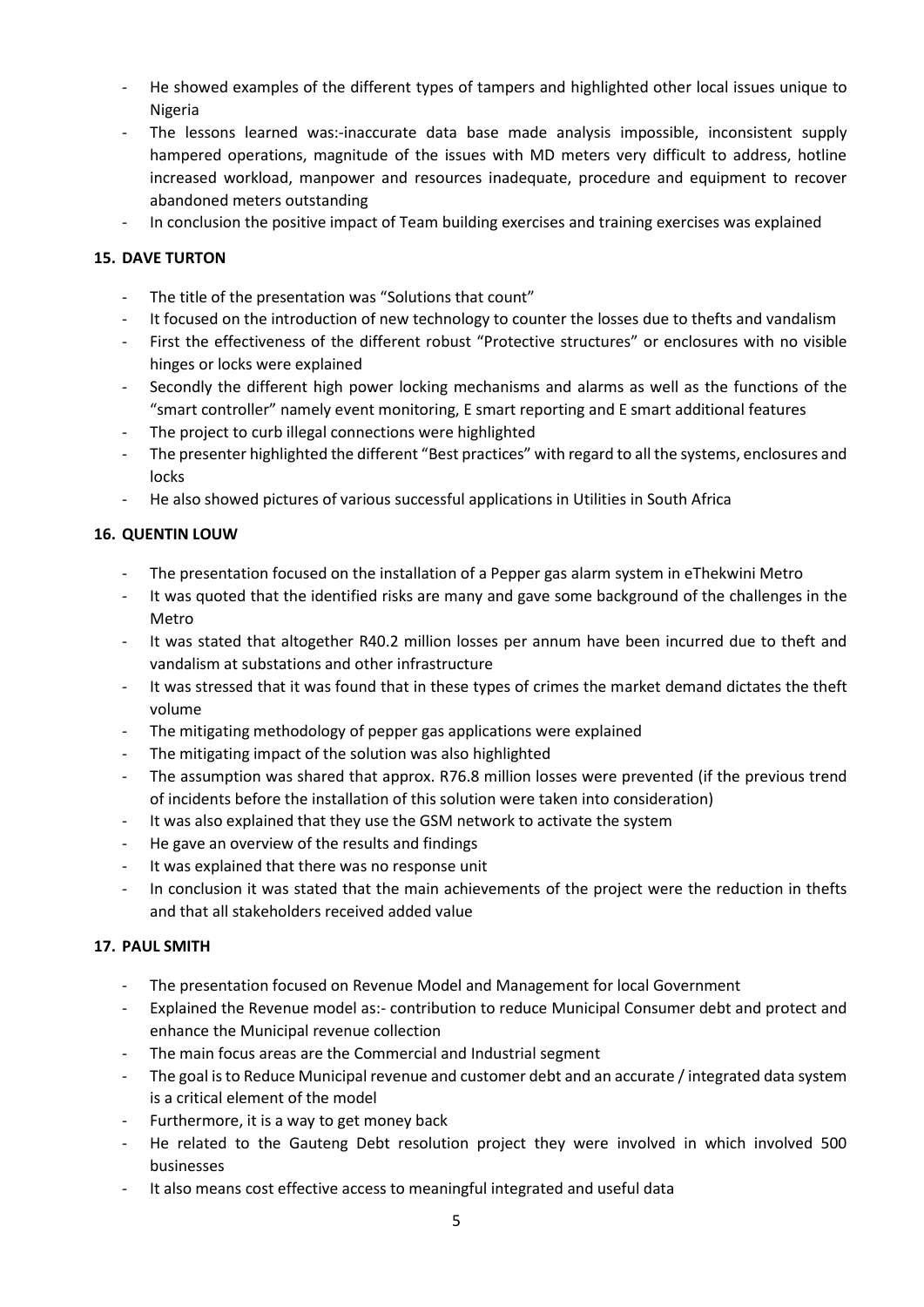- He showed examples of the different types of tampers and highlighted other local issues unique to Nigeria
- The lessons learned was:-inaccurate data base made analysis impossible, inconsistent supply hampered operations, magnitude of the issues with MD meters very difficult to address, hotline increased workload, manpower and resources inadequate, procedure and equipment to recover abandoned meters outstanding
- In conclusion the positive impact of Team building exercises and training exercises was explained

### 15. DAVE TURTON

- The title of the presentation was "Solutions that count"
- It focused on the introduction of new technology to counter the losses due to thefts and vandalism
- First the effectiveness of the different robust "Protective structures" or enclosures with no visible hinges or locks were explained
- Secondly the different high power locking mechanisms and alarms as well as the functions of the "smart controller" namely event monitoring, E smart reporting and E smart additional features
- The project to curb illegal connections were highlighted
- The presenter highlighted the different "Best practices" with regard to all the systems, enclosures and locks
- He also showed pictures of various successful applications in Utilities in South Africa

### 16. QUENTIN LOUW

- The presentation focused on the installation of a Pepper gas alarm system in eThekwini Metro
- It was quoted that the identified risks are many and gave some background of the challenges in the Metro
- It was stated that altogether R40.2 million losses per annum have been incurred due to theft and vandalism at substations and other infrastructure
- It was stressed that it was found that in these types of crimes the market demand dictates the theft volume
- The mitigating methodology of pepper gas applications were explained
- The mitigating impact of the solution was also highlighted
- The assumption was shared that approx. R76.8 million losses were prevented (if the previous trend of incidents before the installation of this solution were taken into consideration)
- It was also explained that they use the GSM network to activate the system
- He gave an overview of the results and findings
- It was explained that there was no response unit
- In conclusion it was stated that the main achievements of the project were the reduction in thefts and that all stakeholders received added value

### 17. PAUL SMITH

- The presentation focused on Revenue Model and Management for local Government
- Explained the Revenue model as:- contribution to reduce Municipal Consumer debt and protect and enhance the Municipal revenue collection
- The main focus areas are the Commercial and Industrial segment
- The goal is to Reduce Municipal revenue and customer debt and an accurate / integrated data system is a critical element of the model
- Furthermore, it is a way to get money back
- He related to the Gauteng Debt resolution project they were involved in which involved 500 businesses
- It also means cost effective access to meaningful integrated and useful data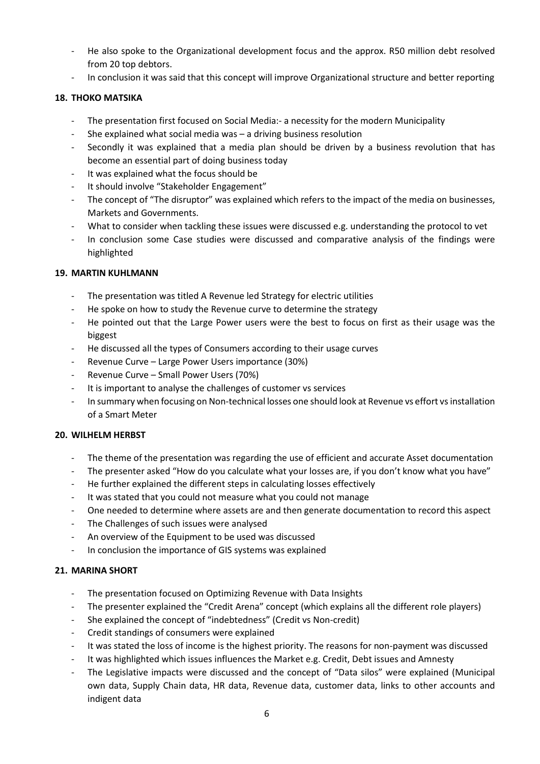- He also spoke to the Organizational development focus and the approx. R50 million debt resolved from 20 top debtors.
- In conclusion it was said that this concept will improve Organizational structure and better reporting

### 18. THOKO MATSIKA

- The presentation first focused on Social Media:- a necessity for the modern Municipality
- She explained what social media was – a driving business resolution
- Secondly it was explained that a media plan should be driven by a business revolution that has become an essential part of doing business today
- It was explained what the focus should be
- It should involve "Stakeholder Engagement"
- The concept of "The disruptor" was explained which refers to the impact of the media on businesses, Markets and Governments.
- What to consider when tackling these issues were discussed e.g. understanding the protocol to vet
- In conclusion some Case studies were discussed and comparative analysis of the findings were highlighted

### 19. MARTIN KUHLMANN

- The presentation was titled A Revenue led Strategy for electric utilities
- He spoke on how to study the Revenue curve to determine the strategy
- He pointed out that the Large Power users were the best to focus on first as their usage was the biggest
- He discussed all the types of Consumers according to their usage curves
- Revenue Curve – Large Power Users importance (30%)
- Revenue Curve – Small Power Users (70%)
- It is important to analyse the challenges of customer vs services
- In summary when focusing on Non-technical losses one should look at Revenue vs effort vs installation of a Smart Meter

### 20. WILHELM HERBST

- The theme of the presentation was regarding the use of efficient and accurate Asset documentation
- The presenter asked "How do you calculate what your losses are, if you don't know what you have"
- He further explained the different steps in calculating losses effectively
- It was stated that you could not measure what you could not manage
- One needed to determine where assets are and then generate documentation to record this aspect
- The Challenges of such issues were analysed
- An overview of the Equipment to be used was discussed
- In conclusion the importance of GIS systems was explained

### 21. MARINA SHORT

- The presentation focused on Optimizing Revenue with Data Insights
- The presenter explained the "Credit Arena" concept (which explains all the different role players)
- She explained the concept of "indebtedness" (Credit vs Non-credit)
- Credit standings of consumers were explained
- It was stated the loss of income is the highest priority. The reasons for non-payment was discussed
- It was highlighted which issues influences the Market e.g. Credit, Debt issues and Amnesty
- The Legislative impacts were discussed and the concept of "Data silos" were explained (Municipal own data, Supply Chain data, HR data, Revenue data, customer data, links to other accounts and indigent data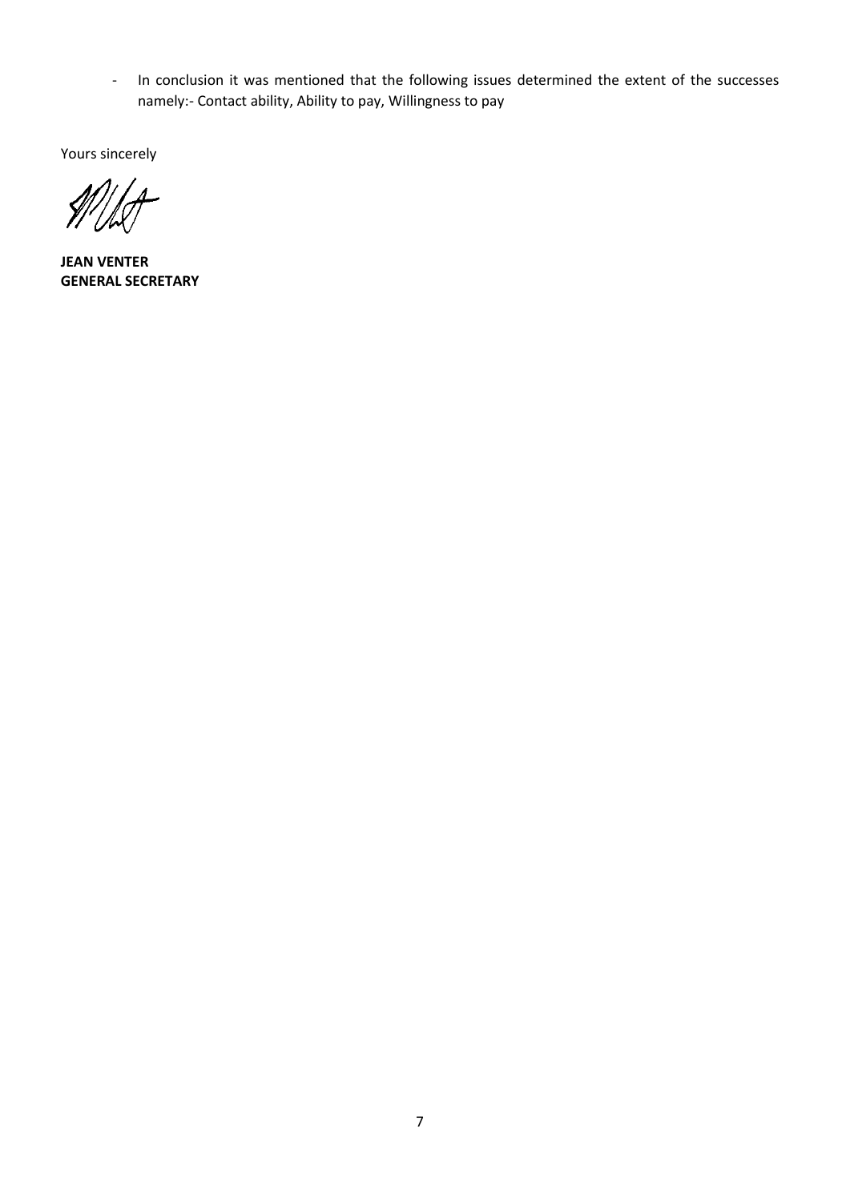- In conclusion it was mentioned that the following issues determined the extent of the successes namely:- Contact ability, Ability to pay, Willingness to pay

Yours sincerely

**JEAN VENTER**
**GENERAL SECRETARY**